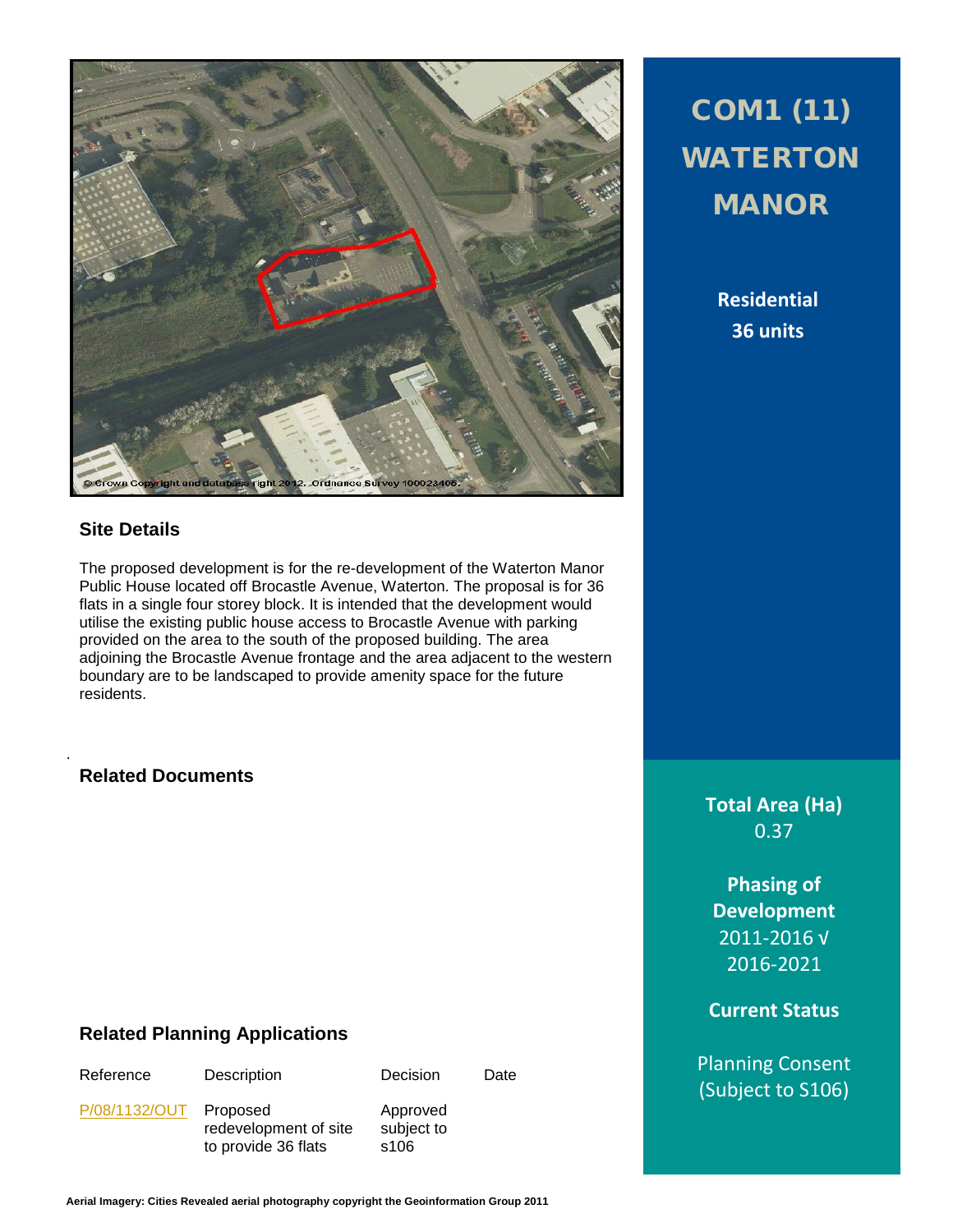# COM1 (11) WATERTON MANOR

**Residential**
**36 units**

## Site Details

The proposed development is for the re-development of the Waterton Manor Public House located off Brocastle Avenue, Waterton. The proposal is for 36 flats in a single four storey block. It is intended that the development would utilise the existing public house access to Brocastle Avenue with parking provided on the area to the south of the proposed building. The area adjoining the Brocastle Avenue frontage and the area adjacent to the western boundary are to be landscaped to provide amenity space for the future residents.

## Related Documents

**Total Area (Ha)**
0.37

**Phasing of Development**
2011-2016 √
2016-2021

**Current Status**

Planning Consent (Subject to S106)

## Related Planning Applications

| Reference | Description | Decision | Date |
|---|---|---|---|
| P/08/1132/OUT | Proposed redevelopment of site to provide 36 flats | Approved subject to s106 | |

Aerial Imagery: Cities Revealed aerial photography copyright the Geoinformation Group 2011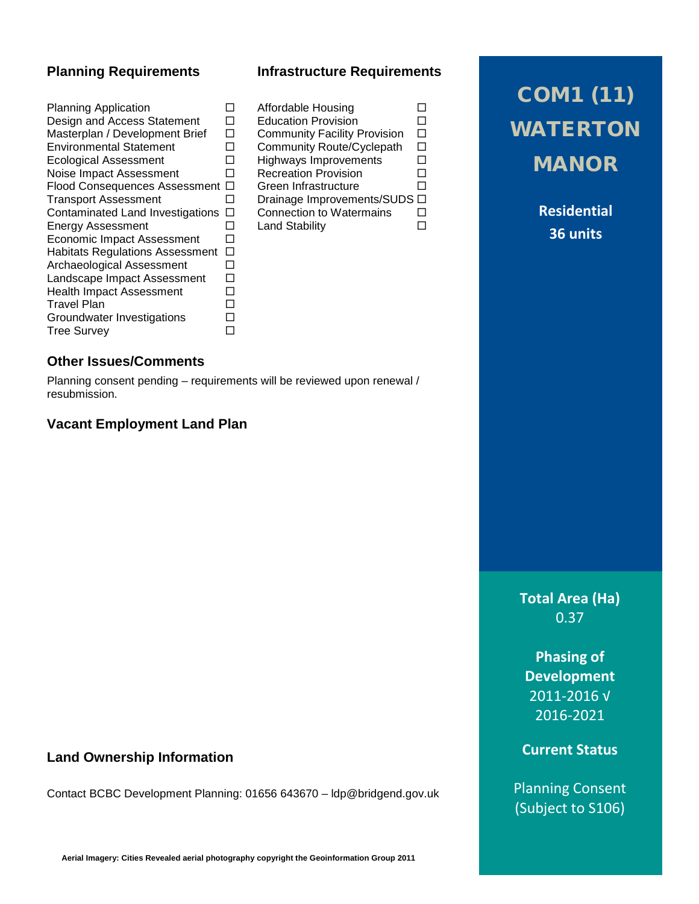## Planning Requirements

- Planning Application ☐
- Design and Access Statement ☐
- Masterplan / Development Brief ☐
- Environmental Statement ☐
- Ecological Assessment ☐
- Noise Impact Assessment ☐
- Flood Consequences Assessment ☐
- Transport Assessment ☐
- Contaminated Land Investigations ☐
- Energy Assessment ☐
- Economic Impact Assessment ☐
- Habitats Regulations Assessment ☐
- Archaeological Assessment ☐
- Landscape Impact Assessment ☐
- Health Impact Assessment ☐
- Travel Plan ☐
- Groundwater Investigations ☐
- Tree Survey ☐

## Infrastructure Requirements

- Affordable Housing ☐
- Education Provision ☐
- Community Facility Provision ☐
- Community Route/Cyclepath ☐
- Highways Improvements ☐
- Recreation Provision ☐
- Green Infrastructure ☐
- Drainage Improvements/SUDS ☐
- Connection to Watermains ☐
- Land Stability ☐

## Other Issues/Comments

Planning consent pending – requirements will be reviewed upon renewal / resubmission.

## Vacant Employment Land Plan

## Land Ownership Information

Contact BCBC Development Planning: 01656 643670 – ldp@bridgend.gov.uk

**Aerial Imagery: Cities Revealed aerial photography copyright the Geoinformation Group 2011**

# COM1 (11) WATERTON MANOR

**Residential**
**36 units**

**Total Area (Ha)**
0.37

**Phasing of Development**
2011-2016 √
2016-2021

**Current Status**

Planning Consent (Subject to S106)